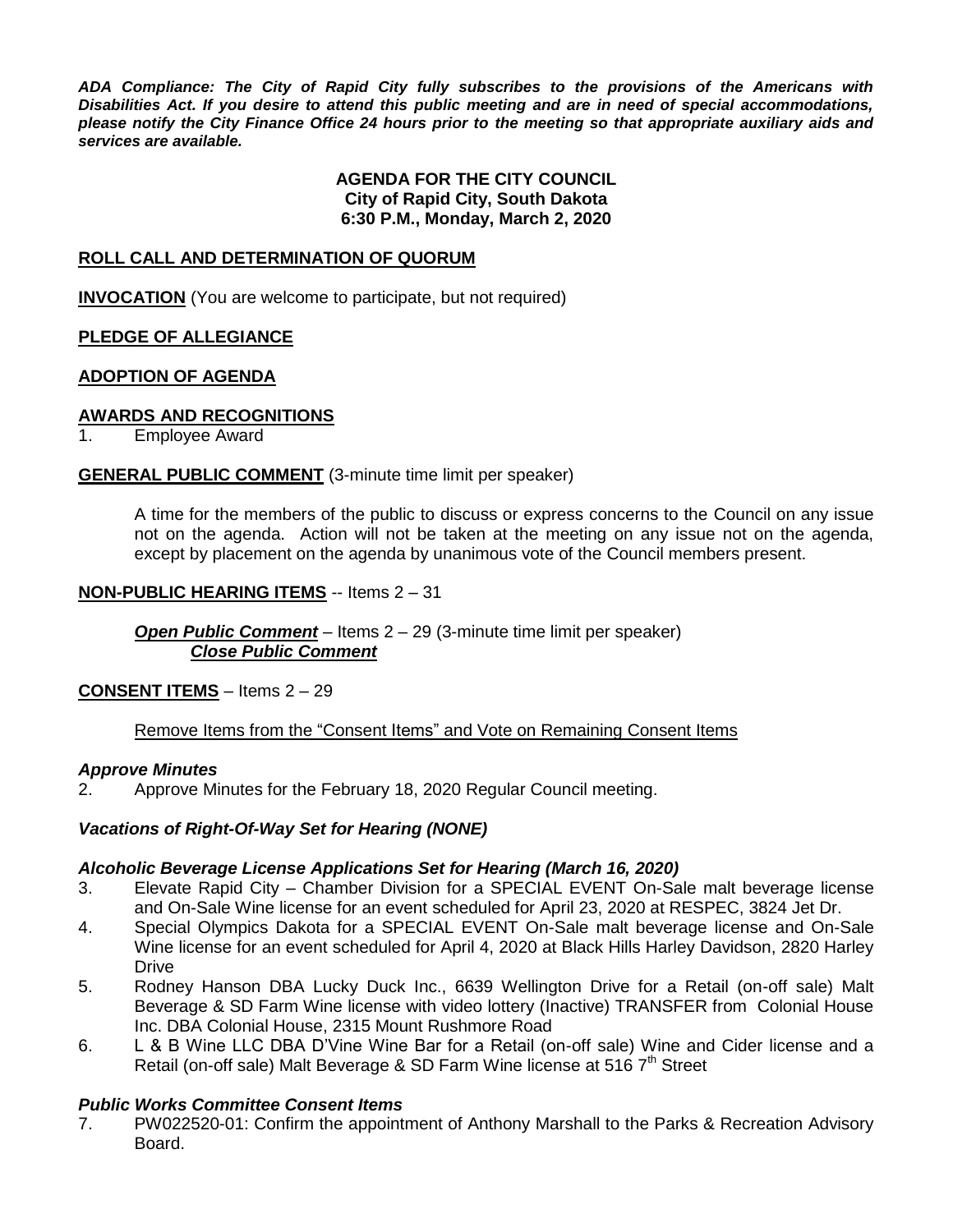***ADA Compliance: The City of Rapid City fully subscribes to the provisions of the Americans with Disabilities Act. If you desire to attend this public meeting and are in need of special accommodations, please notify the City Finance Office 24 hours prior to the meeting so that appropriate auxiliary aids and services are available.***

**AGENDA FOR THE CITY COUNCIL**
**City of Rapid City, South Dakota**
**6:30 P.M., Monday, March 2, 2020**

**ROLL CALL AND DETERMINATION OF QUORUM**

**INVOCATION** (You are welcome to participate, but not required)

**PLEDGE OF ALLEGIANCE**

**ADOPTION OF AGENDA**

**AWARDS AND RECOGNITIONS**

1. Employee Award

**GENERAL PUBLIC COMMENT** (3-minute time limit per speaker)

A time for the members of the public to discuss or express concerns to the Council on any issue not on the agenda. Action will not be taken at the meeting on any issue not on the agenda, except by placement on the agenda by unanimous vote of the Council members present.

**NON-PUBLIC HEARING ITEMS** -- Items 2 – 31

***Open Public Comment*** – Items 2 – 29 (3-minute time limit per speaker)
***Close Public Comment***

**CONSENT ITEMS** – Items 2 – 29

Remove Items from the "Consent Items" and Vote on Remaining Consent Items

***Approve Minutes***

2. Approve Minutes for the February 18, 2020 Regular Council meeting.

***Vacations of Right-Of-Way Set for Hearing (NONE)***

***Alcoholic Beverage License Applications Set for Hearing (March 16, 2020)***

3. Elevate Rapid City – Chamber Division for a SPECIAL EVENT On-Sale malt beverage license and On-Sale Wine license for an event scheduled for April 23, 2020 at RESPEC, 3824 Jet Dr.
4. Special Olympics Dakota for a SPECIAL EVENT On-Sale malt beverage license and On-Sale Wine license for an event scheduled for April 4, 2020 at Black Hills Harley Davidson, 2820 Harley Drive
5. Rodney Hanson DBA Lucky Duck Inc., 6639 Wellington Drive for a Retail (on-off sale) Malt Beverage & SD Farm Wine license with video lottery (Inactive) TRANSFER from Colonial House Inc. DBA Colonial House, 2315 Mount Rushmore Road
6. L & B Wine LLC DBA D'Vine Wine Bar for a Retail (on-off sale) Wine and Cider license and a Retail (on-off sale) Malt Beverage & SD Farm Wine license at 516 7th Street

***Public Works Committee Consent Items***

7. PW022520-01: Confirm the appointment of Anthony Marshall to the Parks & Recreation Advisory Board.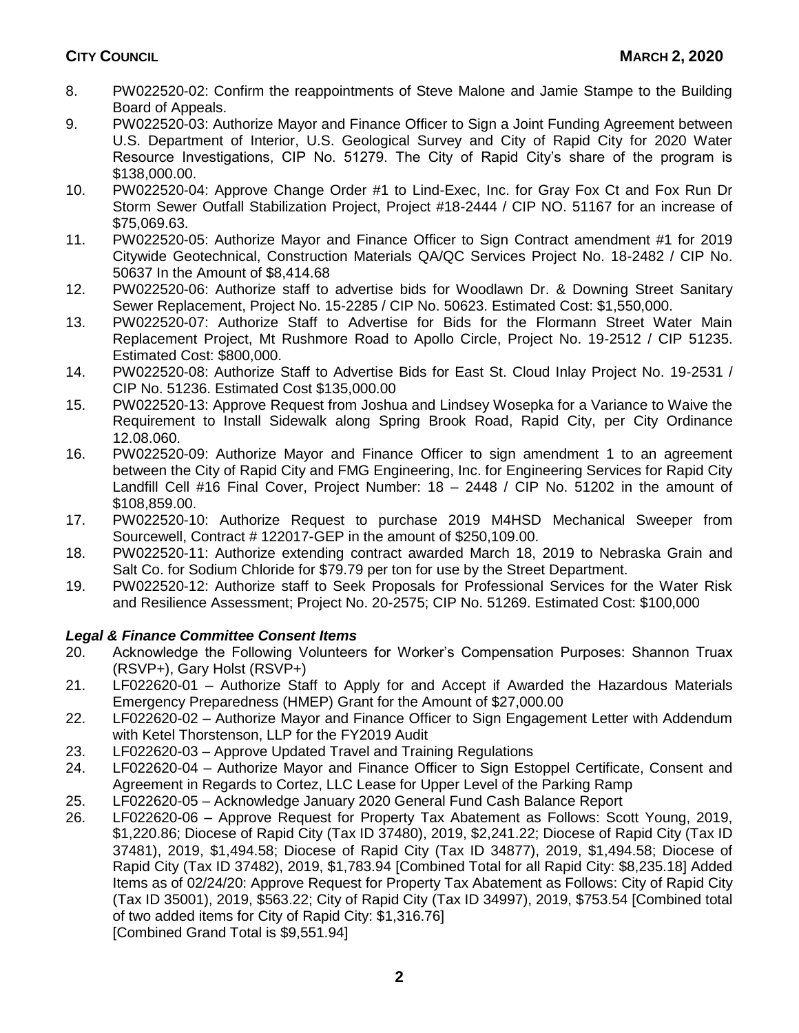8. PW022520-02: Confirm the reappointments of Steve Malone and Jamie Stampe to the Building Board of Appeals.
9. PW022520-03: Authorize Mayor and Finance Officer to Sign a Joint Funding Agreement between U.S. Department of Interior, U.S. Geological Survey and City of Rapid City for 2020 Water Resource Investigations, CIP No. 51279. The City of Rapid City's share of the program is $138,000.00.
10. PW022520-04: Approve Change Order #1 to Lind-Exec, Inc. for Gray Fox Ct and Fox Run Dr Storm Sewer Outfall Stabilization Project, Project #18-2444 / CIP NO. 51167 for an increase of $75,069.63.
11. PW022520-05: Authorize Mayor and Finance Officer to Sign Contract amendment #1 for 2019 Citywide Geotechnical, Construction Materials QA/QC Services Project No. 18-2482 / CIP No. 50637 In the Amount of $8,414.68
12. PW022520-06: Authorize staff to advertise bids for Woodlawn Dr. & Downing Street Sanitary Sewer Replacement, Project No. 15-2285 / CIP No. 50623. Estimated Cost: $1,550,000.
13. PW022520-07: Authorize Staff to Advertise for Bids for the Flormann Street Water Main Replacement Project, Mt Rushmore Road to Apollo Circle, Project No. 19-2512 / CIP 51235. Estimated Cost: $800,000.
14. PW022520-08: Authorize Staff to Advertise Bids for East St. Cloud Inlay Project No. 19-2531 / CIP No. 51236. Estimated Cost $135,000.00
15. PW022520-13: Approve Request from Joshua and Lindsey Wosepka for a Variance to Waive the Requirement to Install Sidewalk along Spring Brook Road, Rapid City, per City Ordinance 12.08.060.
16. PW022520-09: Authorize Mayor and Finance Officer to sign amendment 1 to an agreement between the City of Rapid City and FMG Engineering, Inc. for Engineering Services for Rapid City Landfill Cell #16 Final Cover, Project Number: 18 – 2448 / CIP No. 51202 in the amount of $108,859.00.
17. PW022520-10: Authorize Request to purchase 2019 M4HSD Mechanical Sweeper from Sourcewell, Contract # 122017-GEP in the amount of $250,109.00.
18. PW022520-11: Authorize extending contract awarded March 18, 2019 to Nebraska Grain and Salt Co. for Sodium Chloride for $79.79 per ton for use by the Street Department.
19. PW022520-12: Authorize staff to Seek Proposals for Professional Services for the Water Risk and Resilience Assessment; Project No. 20-2575; CIP No. 51269. Estimated Cost: $100,000

### *Legal & Finance Committee Consent Items*

20. Acknowledge the Following Volunteers for Worker's Compensation Purposes: Shannon Truax (RSVP+), Gary Holst (RSVP+)
21. LF022620-01 – Authorize Staff to Apply for and Accept if Awarded the Hazardous Materials Emergency Preparedness (HMEP) Grant for the Amount of $27,000.00
22. LF022620-02 – Authorize Mayor and Finance Officer to Sign Engagement Letter with Addendum with Ketel Thorstenson, LLP for the FY2019 Audit
23. LF022620-03 – Approve Updated Travel and Training Regulations
24. LF022620-04 – Authorize Mayor and Finance Officer to Sign Estoppel Certificate, Consent and Agreement in Regards to Cortez, LLC Lease for Upper Level of the Parking Ramp
25. LF022620-05 – Acknowledge January 2020 General Fund Cash Balance Report
26. LF022620-06 – Approve Request for Property Tax Abatement as Follows: Scott Young, 2019, $1,220.86; Diocese of Rapid City (Tax ID 37480), 2019, $2,241.22; Diocese of Rapid City (Tax ID 37481), 2019, $1,494.58; Diocese of Rapid City (Tax ID 34877), 2019, $1,494.58; Diocese of Rapid City (Tax ID 37482), 2019, $1,783.94 [Combined Total for all Rapid City: $8,235.18] Added Items as of 02/24/20: Approve Request for Property Tax Abatement as Follows: City of Rapid City (Tax ID 35001), 2019, $563.22; City of Rapid City (Tax ID 34997), 2019, $753.54 [Combined total of two added items for City of Rapid City: $1,316.76]
    [Combined Grand Total is $9,551.94]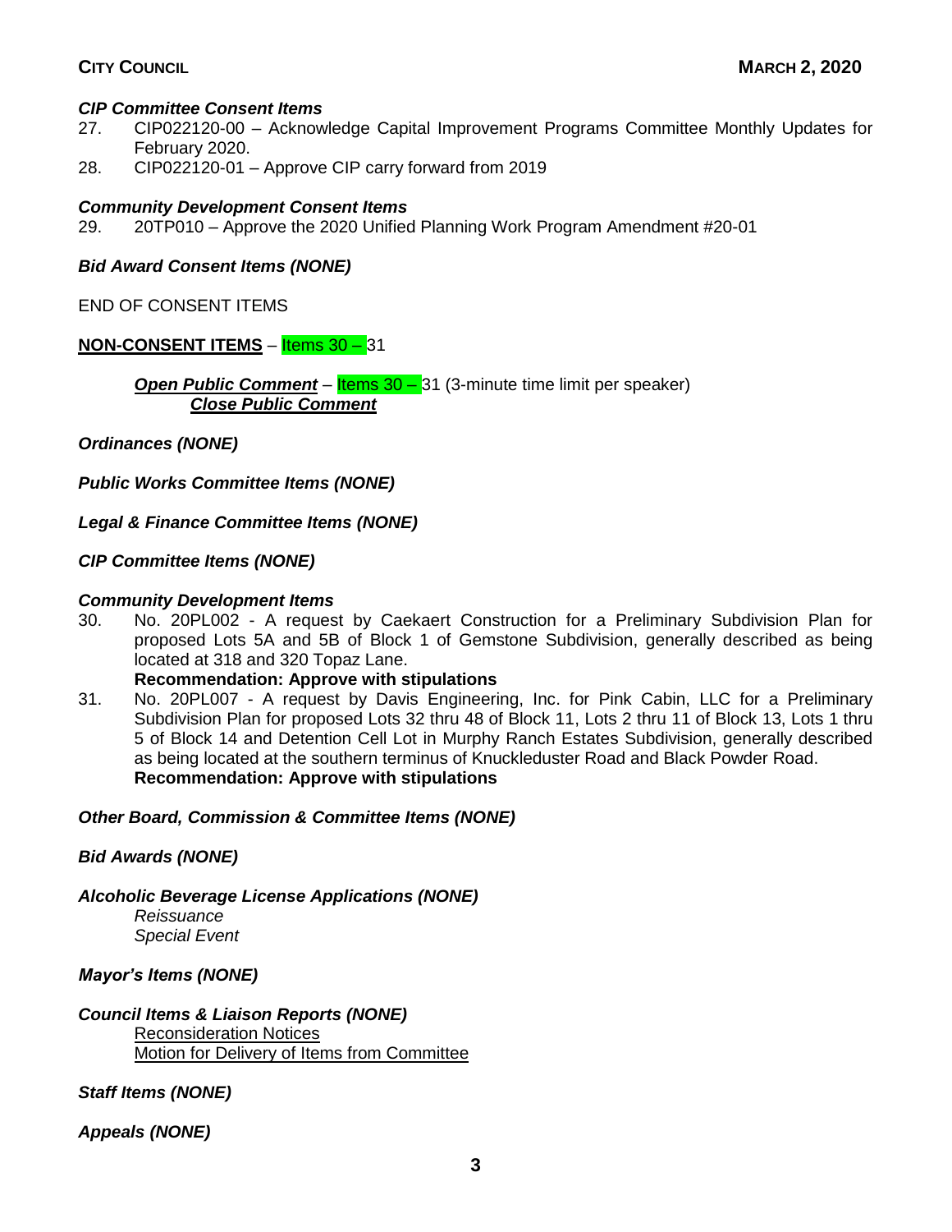### *CIP Committee Consent Items*

27. CIP022120-00 – Acknowledge Capital Improvement Programs Committee Monthly Updates for February 2020.
28. CIP022120-01 – Approve CIP carry forward from 2019

### *Community Development Consent Items*

29. 20TP010 – Approve the 2020 Unified Planning Work Program Amendment #20-01

### *Bid Award Consent Items (NONE)*

END OF CONSENT ITEMS

**NON-CONSENT ITEMS** – Items 30 – 31

> ***Open Public Comment*** – Items 30 – 31 (3-minute time limit per speaker)
> ***Close Public Comment***

### *Ordinances (NONE)*

### *Public Works Committee Items (NONE)*

### *Legal & Finance Committee Items (NONE)*

### *CIP Committee Items (NONE)*

### *Community Development Items*

30. No. 20PL002 - A request by Caekaert Construction for a Preliminary Subdivision Plan for proposed Lots 5A and 5B of Block 1 of Gemstone Subdivision, generally described as being located at 318 and 320 Topaz Lane.
    **Recommendation: Approve with stipulations**
31. No. 20PL007 - A request by Davis Engineering, Inc. for Pink Cabin, LLC for a Preliminary Subdivision Plan for proposed Lots 32 thru 48 of Block 11, Lots 2 thru 11 of Block 13, Lots 1 thru 5 of Block 14 and Detention Cell Lot in Murphy Ranch Estates Subdivision, generally described as being located at the southern terminus of Knuckleduster Road and Black Powder Road.
    **Recommendation: Approve with stipulations**

### *Other Board, Commission & Committee Items (NONE)*

### *Bid Awards (NONE)*

### *Alcoholic Beverage License Applications (NONE)*

*Reissuance*
*Special Event*

### *Mayor's Items (NONE)*

### *Council Items & Liaison Reports (NONE)*

Reconsideration Notices
Motion for Delivery of Items from Committee

### *Staff Items (NONE)*

### *Appeals (NONE)*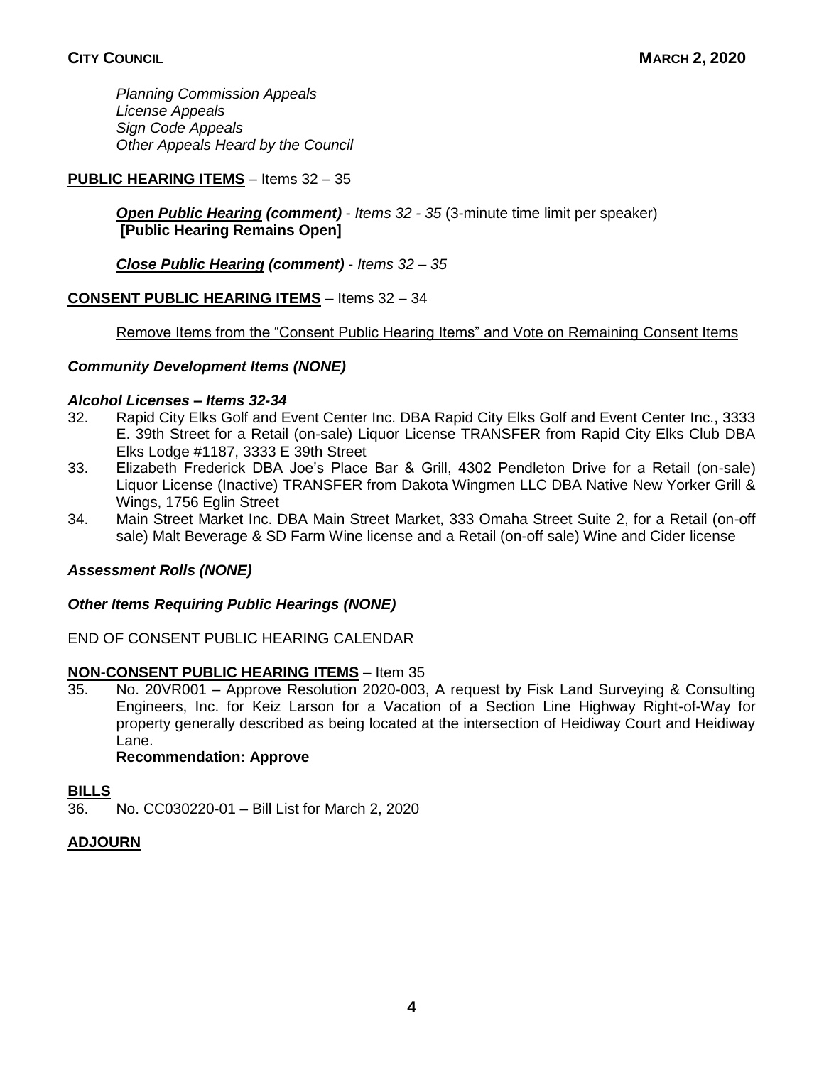*Planning Commission Appeals*
*License Appeals*
*Sign Code Appeals*
*Other Appeals Heard by the Council*

**PUBLIC HEARING ITEMS** – Items 32 – 35

***Open Public Hearing* *(comment)*** - *Items 32 - 35* (3-minute time limit per speaker)
**[Public Hearing Remains Open]**

***Close Public Hearing* *(comment)*** - *Items 32 – 35*

**CONSENT PUBLIC HEARING ITEMS** – Items 32 – 34

Remove Items from the "Consent Public Hearing Items" and Vote on Remaining Consent Items

***Community Development Items (NONE)***

***Alcohol Licenses – Items 32-34***

32. Rapid City Elks Golf and Event Center Inc. DBA Rapid City Elks Golf and Event Center Inc., 3333 E. 39th Street for a Retail (on-sale) Liquor License TRANSFER from Rapid City Elks Club DBA Elks Lodge #1187, 3333 E 39th Street
33. Elizabeth Frederick DBA Joe's Place Bar & Grill, 4302 Pendleton Drive for a Retail (on-sale) Liquor License (Inactive) TRANSFER from Dakota Wingmen LLC DBA Native New Yorker Grill & Wings, 1756 Eglin Street
34. Main Street Market Inc. DBA Main Street Market, 333 Omaha Street Suite 2, for a Retail (on-off sale) Malt Beverage & SD Farm Wine license and a Retail (on-off sale) Wine and Cider license

***Assessment Rolls (NONE)***

***Other Items Requiring Public Hearings (NONE)***

END OF CONSENT PUBLIC HEARING CALENDAR

**NON-CONSENT PUBLIC HEARING ITEMS** – Item 35

35. No. 20VR001 – Approve Resolution 2020-003, A request by Fisk Land Surveying & Consulting Engineers, Inc. for Keiz Larson for a Vacation of a Section Line Highway Right-of-Way for property generally described as being located at the intersection of Heidiway Court and Heidiway Lane.
**Recommendation: Approve**

**BILLS**

36. No. CC030220-01 – Bill List for March 2, 2020

**ADJOURN**